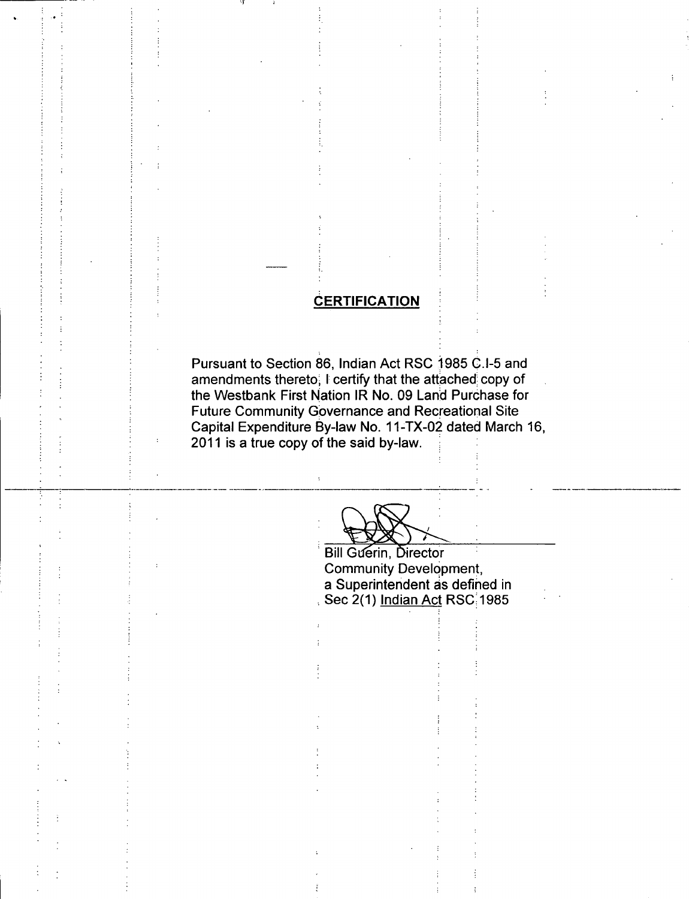## CERTIFICATION

Pursuant to Section 86, Indian Act RSC 1985 C.I-5 and amendments thereto, I certify that the attached copy of the Westbank First Nation IR No. 09 Land Purchase for Future Community Governance and Recreational Site Capital Expenditure By-law No. 11-TX-02 dated March 16, 2011 is a true copy of the said by-law.

Bill Guerin, Director
Community Development,
a Superintendent as defined in
Sec 2(1) Indian Act RSC 1985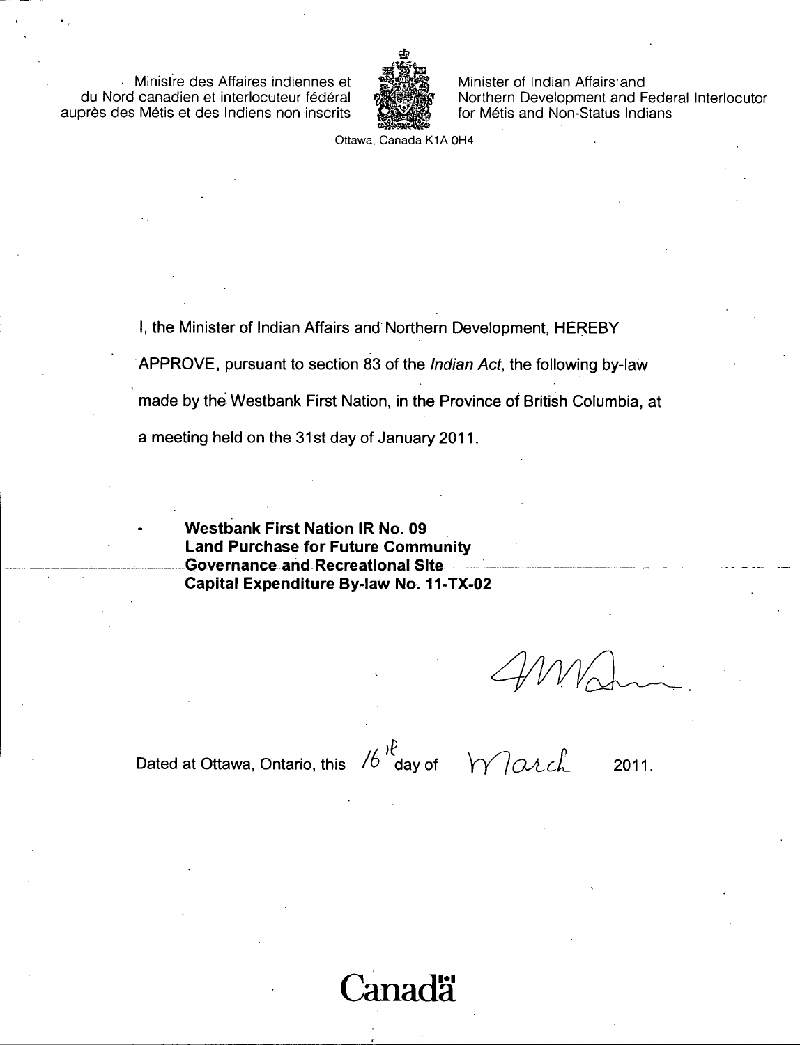Ministre des Affaires indiennes et du Nord canadien et interlocuteur fédéral auprès des Métis et des Indiens non inscrits

Minister of Indian Affairs and Northern Development and Federal Interlocutor for Métis and Non-Status Indians

Ottawa, Canada K1A 0H4

I, the Minister of Indian Affairs and Northern Development, HEREBY APPROVE, pursuant to section 83 of the *Indian Act*, the following by-law made by the Westbank First Nation, in the Province of British Columbia, at a meeting held on the 31st day of January 2011.

- **Westbank First Nation IR No. 09 Land Purchase for Future Community Governance and Recreational Site Capital Expenditure By-law No. 11-TX-02**

Dated at Ottawa, Ontario, this 16th day of March 2011.

Canada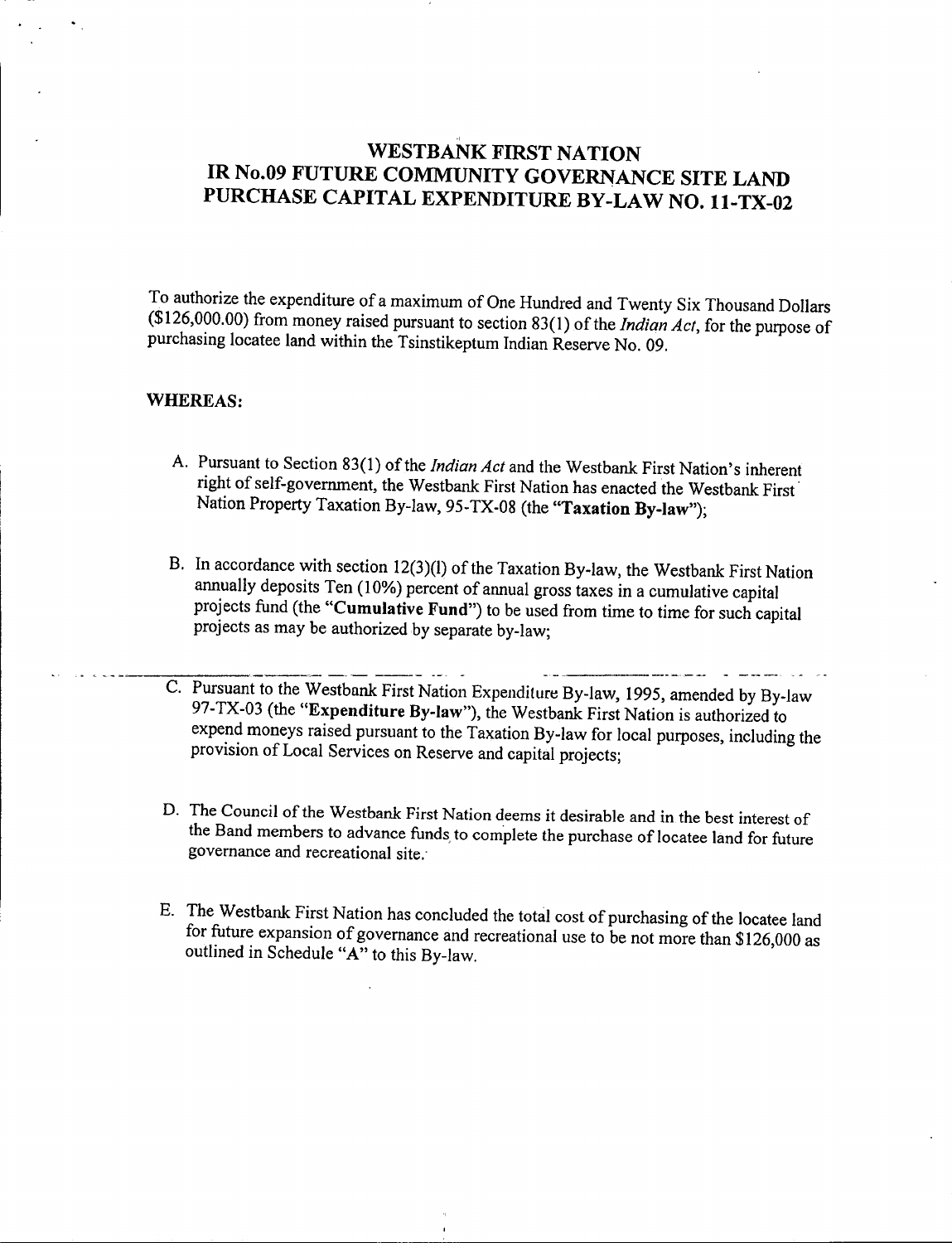# WESTBANK FIRST NATION
# IR No.09 FUTURE COMMUNITY GOVERNANCE SITE LAND PURCHASE CAPITAL EXPENDITURE BY-LAW NO. 11-TX-02

To authorize the expenditure of a maximum of One Hundred and Twenty Six Thousand Dollars ($126,000.00) from money raised pursuant to section 83(1) of the *Indian Act*, for the purpose of purchasing locatee land within the Tsinstikeptum Indian Reserve No. 09.

**WHEREAS:**

A. Pursuant to Section 83(1) of the *Indian Act* and the Westbank First Nation's inherent right of self-government, the Westbank First Nation has enacted the Westbank First Nation Property Taxation By-law, 95-TX-08 (the "**Taxation By-law**");

B. In accordance with section 12(3)(l) of the Taxation By-law, the Westbank First Nation annually deposits Ten (10%) percent of annual gross taxes in a cumulative capital projects fund (the "**Cumulative Fund**") to be used from time to time for such capital projects as may be authorized by separate by-law;

C. Pursuant to the Westbank First Nation Expenditure By-law, 1995, amended by By-law 97-TX-03 (the "**Expenditure By-law**"), the Westbank First Nation is authorized to expend moneys raised pursuant to the Taxation By-law for local purposes, including the provision of Local Services on Reserve and capital projects;

D. The Council of the Westbank First Nation deems it desirable and in the best interest of the Band members to advance funds to complete the purchase of locatee land for future governance and recreational site.

E. The Westbank First Nation has concluded the total cost of purchasing of the locatee land for future expansion of governance and recreational use to be not more than $126,000 as outlined in Schedule "A" to this By-law.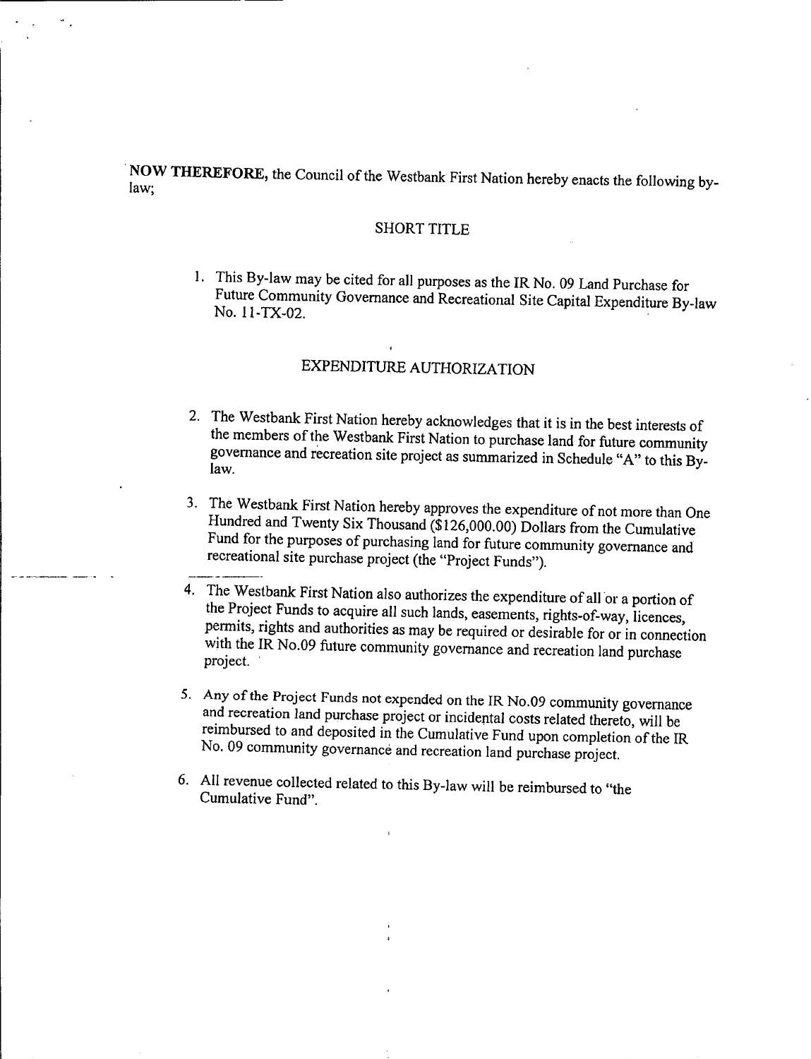**NOW THEREFORE,** the Council of the Westbank First Nation hereby enacts the following by-law;

## SHORT TITLE

1. This By-law may be cited for all purposes as the IR No. 09 Land Purchase for Future Community Governance and Recreational Site Capital Expenditure By-law No. 11-TX-02.

## EXPENDITURE AUTHORIZATION

2. The Westbank First Nation hereby acknowledges that it is in the best interests of the members of the Westbank First Nation to purchase land for future community governance and recreation site project as summarized in Schedule "A" to this By-law.

3. The Westbank First Nation hereby approves the expenditure of not more than One Hundred and Twenty Six Thousand ($126,000.00) Dollars from the Cumulative Fund for the purposes of purchasing land for future community governance and recreational site purchase project (the "Project Funds").

4. The Westbank First Nation also authorizes the expenditure of all or a portion of the Project Funds to acquire all such lands, easements, rights-of-way, licences, permits, rights and authorities as may be required or desirable for or in connection with the IR No.09 future community governance and recreation land purchase project.

5. Any of the Project Funds not expended on the IR No.09 community governance and recreation land purchase project or incidental costs related thereto, will be reimbursed to and deposited in the Cumulative Fund upon completion of the IR No. 09 community governance and recreation land purchase project.

6. All revenue collected related to this By-law will be reimbursed to "the Cumulative Fund".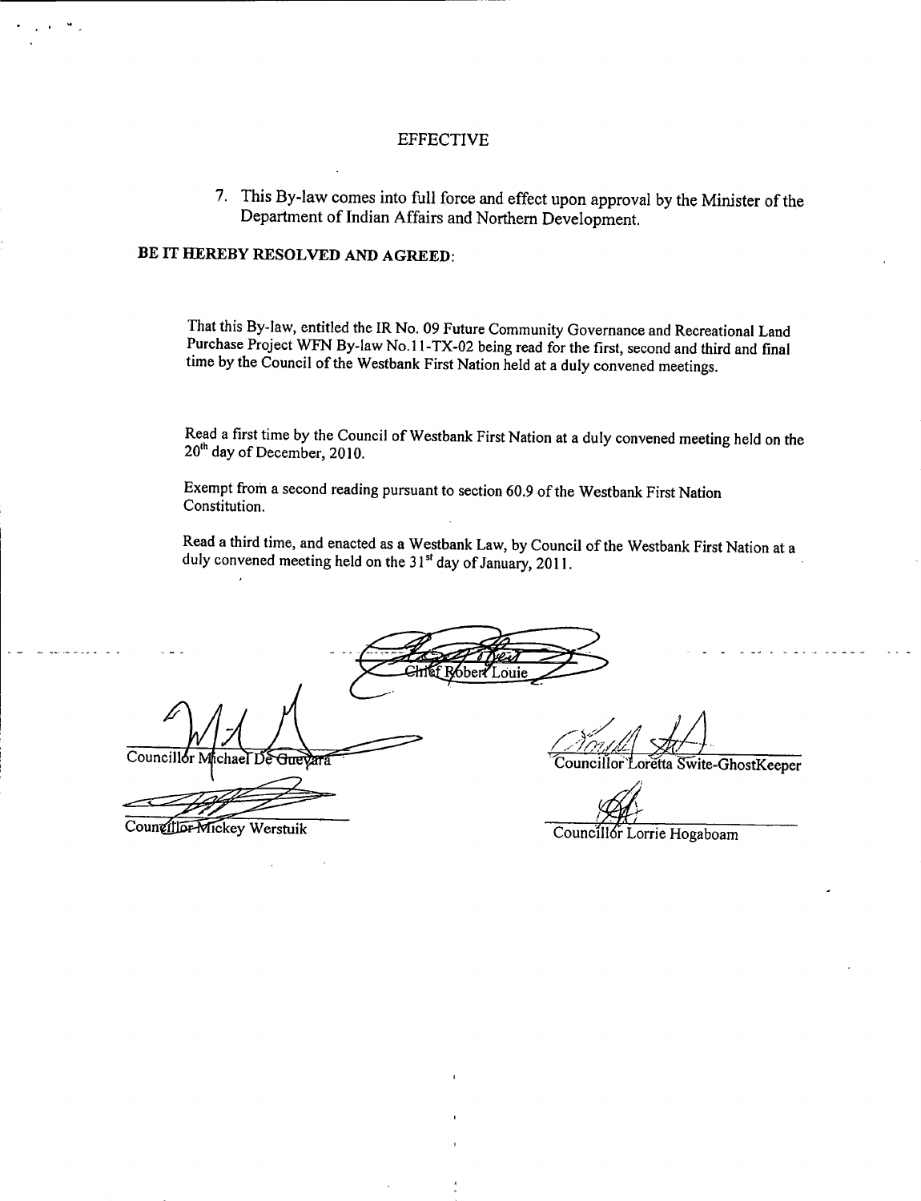## EFFECTIVE

7. This By-law comes into full force and effect upon approval by the Minister of the Department of Indian Affairs and Northern Development.

**BE IT HEREBY RESOLVED AND AGREED**:

That this By-law, entitled the IR No. 09 Future Community Governance and Recreational Land Purchase Project WFN By-law No.11-TX-02 being read for the first, second and third and final time by the Council of the Westbank First Nation held at a duly convened meetings.

Read a first time by the Council of Westbank First Nation at a duly convened meeting held on the 20th day of December, 2010.

Exempt from a second reading pursuant to section 60.9 of the Westbank First Nation Constitution.

Read a third time, and enacted as a Westbank Law, by Council of the Westbank First Nation at a duly convened meeting held on the 31st day of January, 2011.

Chief Robert Louie

Councillor Michael De Guevara

Councillor Loretta Swite-GhostKeeper

Councillor Mickey Werstuik

Councillor Lorrie Hogaboam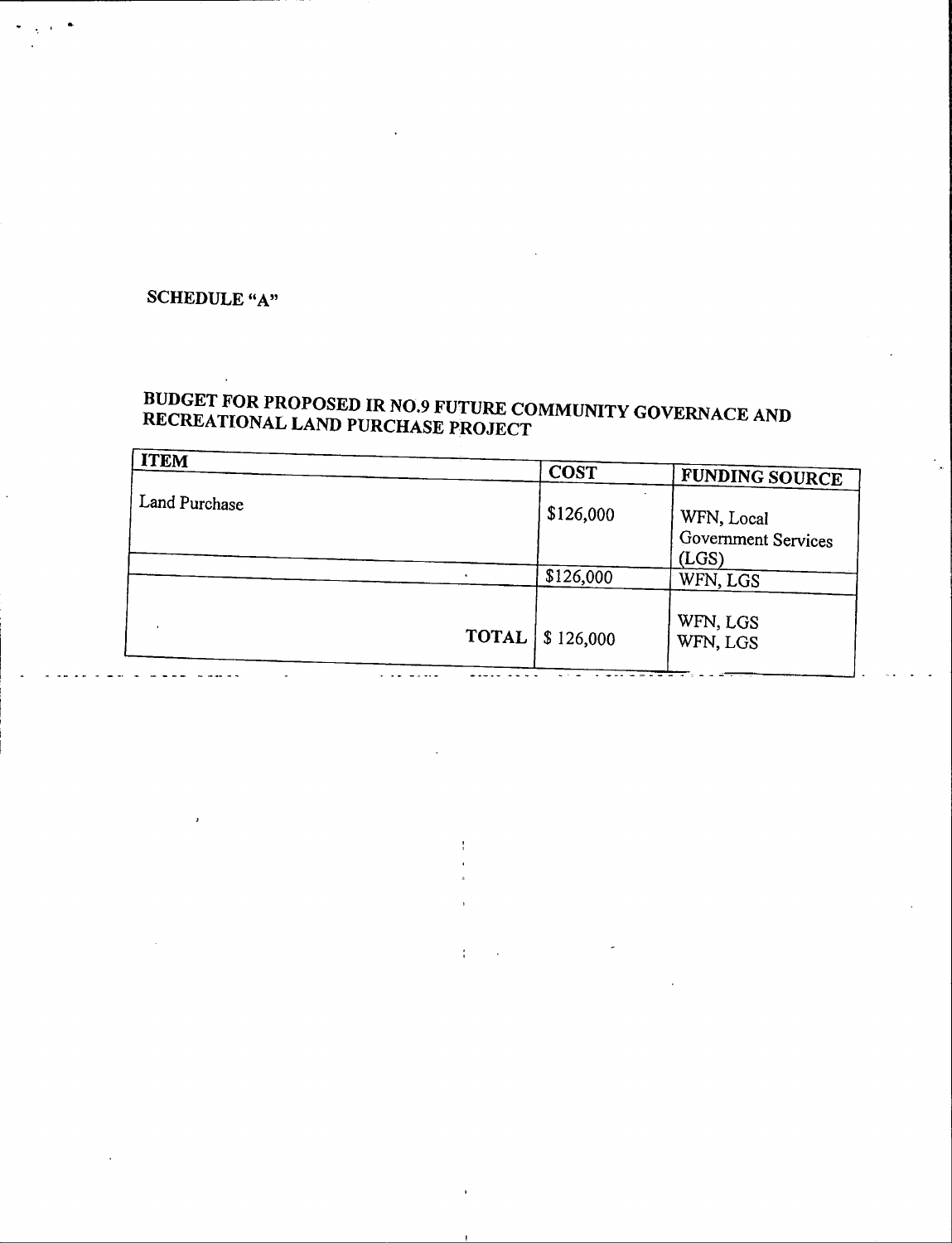SCHEDULE "A"

## BUDGET FOR PROPOSED IR NO.9 FUTURE COMMUNITY GOVERNACE AND RECREATIONAL LAND PURCHASE PROJECT

| ITEM | COST | FUNDING SOURCE |
|---|---|---|
| Land Purchase | $126,000 | WFN, Local Government Services (LGS) |
| | $126,000 | WFN, LGS |
| TOTAL | $ 126,000 | WFN, LGS WFN, LGS |